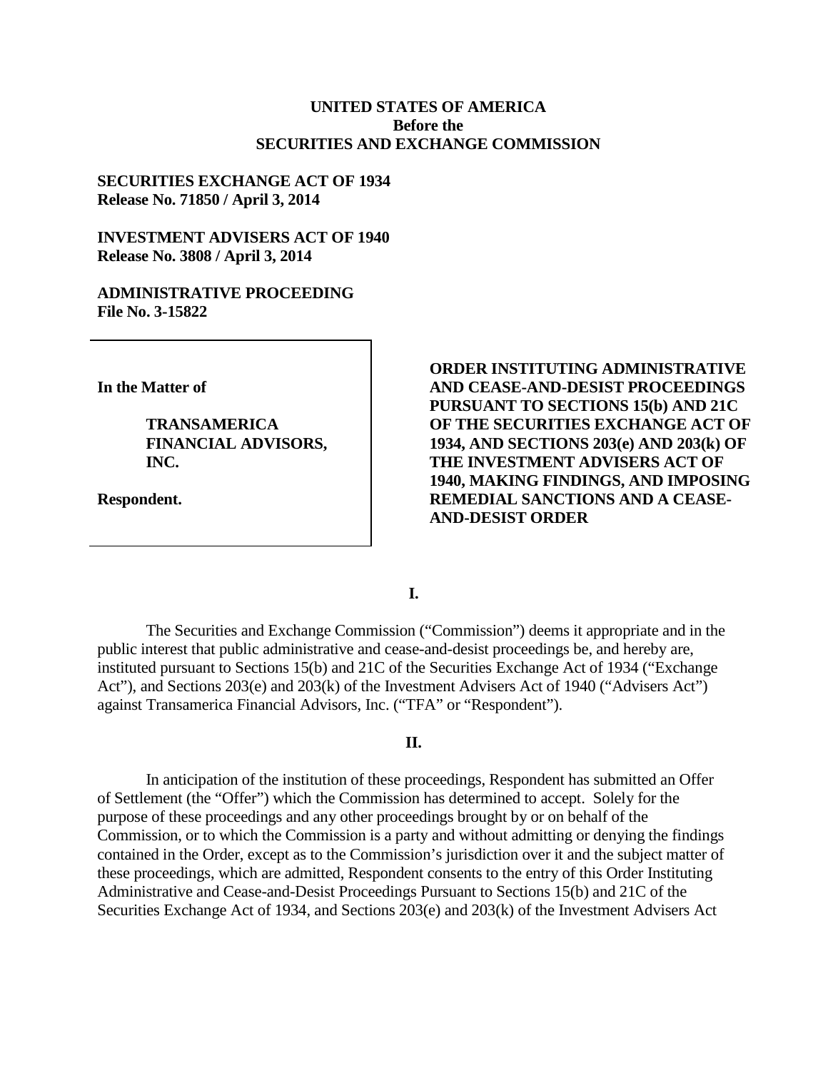**UNITED STATES OF AMERICA**
**Before the**
**SECURITIES AND EXCHANGE COMMISSION**

**SECURITIES EXCHANGE ACT OF 1934**
**Release No. 71850 / April 3, 2014**

**INVESTMENT ADVISERS ACT OF 1940**
**Release No. 3808 / April 3, 2014**

**ADMINISTRATIVE PROCEEDING**
**File No. 3-15822**

**In the Matter of**

**TRANSAMERICA FINANCIAL ADVISORS, INC.**

**Respondent.**

**ORDER INSTITUTING ADMINISTRATIVE AND CEASE-AND-DESIST PROCEEDINGS PURSUANT TO SECTIONS 15(b) AND 21C OF THE SECURITIES EXCHANGE ACT OF 1934, AND SECTIONS 203(e) AND 203(k) OF THE INVESTMENT ADVISERS ACT OF 1940, MAKING FINDINGS, AND IMPOSING REMEDIAL SANCTIONS AND A CEASE-AND-DESIST ORDER**

## I.

The Securities and Exchange Commission ("Commission") deems it appropriate and in the public interest that public administrative and cease-and-desist proceedings be, and hereby are, instituted pursuant to Sections 15(b) and 21C of the Securities Exchange Act of 1934 ("Exchange Act"), and Sections 203(e) and 203(k) of the Investment Advisers Act of 1940 ("Advisers Act") against Transamerica Financial Advisors, Inc. ("TFA" or "Respondent").

## II.

In anticipation of the institution of these proceedings, Respondent has submitted an Offer of Settlement (the "Offer") which the Commission has determined to accept. Solely for the purpose of these proceedings and any other proceedings brought by or on behalf of the Commission, or to which the Commission is a party and without admitting or denying the findings contained in the Order, except as to the Commission's jurisdiction over it and the subject matter of these proceedings, which are admitted, Respondent consents to the entry of this Order Instituting Administrative and Cease-and-Desist Proceedings Pursuant to Sections 15(b) and 21C of the Securities Exchange Act of 1934, and Sections 203(e) and 203(k) of the Investment Advisers Act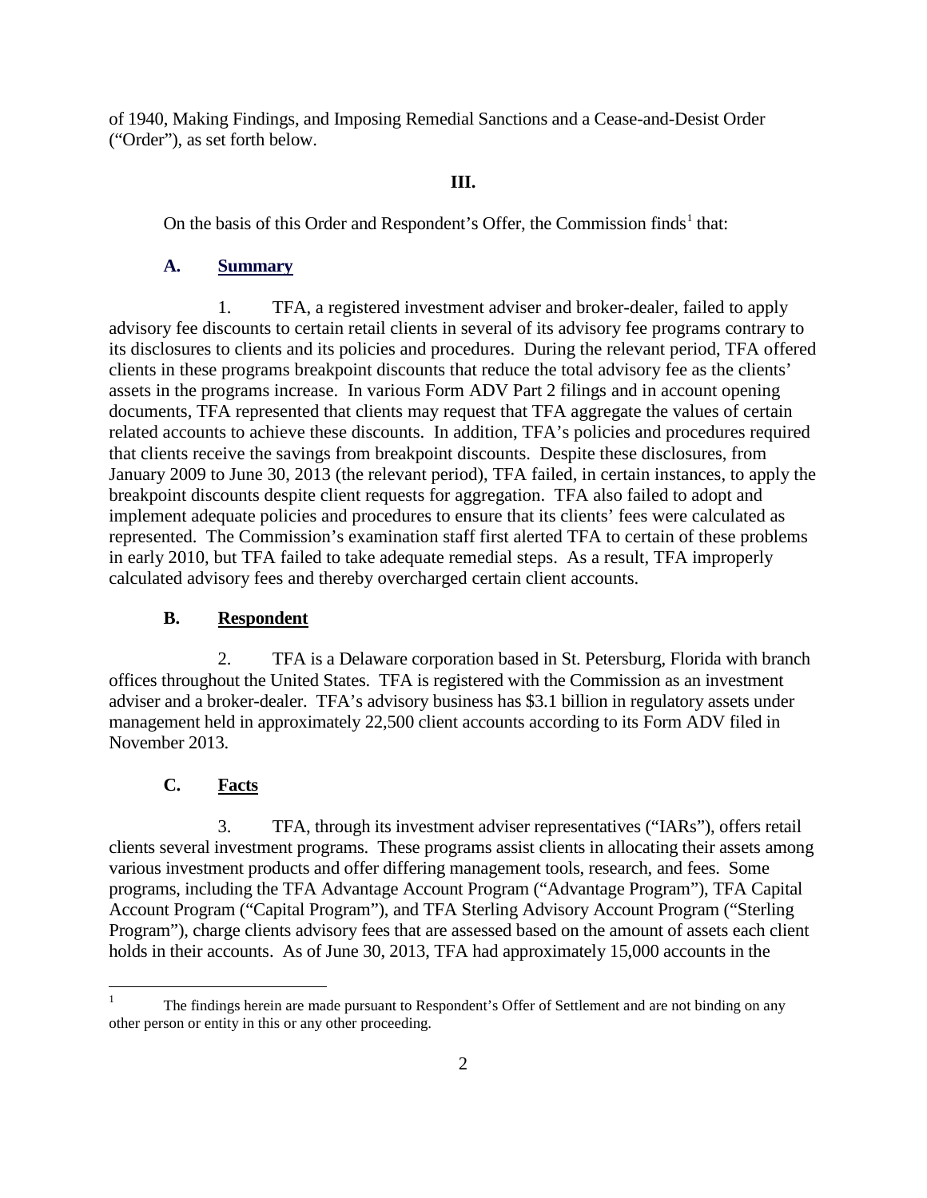of 1940, Making Findings, and Imposing Remedial Sanctions and a Cease-and-Desist Order ("Order"), as set forth below.

### III.

On the basis of this Order and Respondent's Offer, the Commission finds[1] that:

### A. Summary

1. TFA, a registered investment adviser and broker-dealer, failed to apply advisory fee discounts to certain retail clients in several of its advisory fee programs contrary to its disclosures to clients and its policies and procedures. During the relevant period, TFA offered clients in these programs breakpoint discounts that reduce the total advisory fee as the clients' assets in the programs increase. In various Form ADV Part 2 filings and in account opening documents, TFA represented that clients may request that TFA aggregate the values of certain related accounts to achieve these discounts. In addition, TFA's policies and procedures required that clients receive the savings from breakpoint discounts. Despite these disclosures, from January 2009 to June 30, 2013 (the relevant period), TFA failed, in certain instances, to apply the breakpoint discounts despite client requests for aggregation. TFA also failed to adopt and implement adequate policies and procedures to ensure that its clients' fees were calculated as represented. The Commission's examination staff first alerted TFA to certain of these problems in early 2010, but TFA failed to take adequate remedial steps. As a result, TFA improperly calculated advisory fees and thereby overcharged certain client accounts.

### B. Respondent

2. TFA is a Delaware corporation based in St. Petersburg, Florida with branch offices throughout the United States. TFA is registered with the Commission as an investment adviser and a broker-dealer. TFA's advisory business has \$3.1 billion in regulatory assets under management held in approximately 22,500 client accounts according to its Form ADV filed in November 2013.

### C. Facts

3. TFA, through its investment adviser representatives ("IARs"), offers retail clients several investment programs. These programs assist clients in allocating their assets among various investment products and offer differing management tools, research, and fees. Some programs, including the TFA Advantage Account Program ("Advantage Program"), TFA Capital Account Program ("Capital Program"), and TFA Sterling Advisory Account Program ("Sterling Program"), charge clients advisory fees that are assessed based on the amount of assets each client holds in their accounts. As of June 30, 2013, TFA had approximately 15,000 accounts in the

[1] The findings herein are made pursuant to Respondent's Offer of Settlement and are not binding on any other person or entity in this or any other proceeding.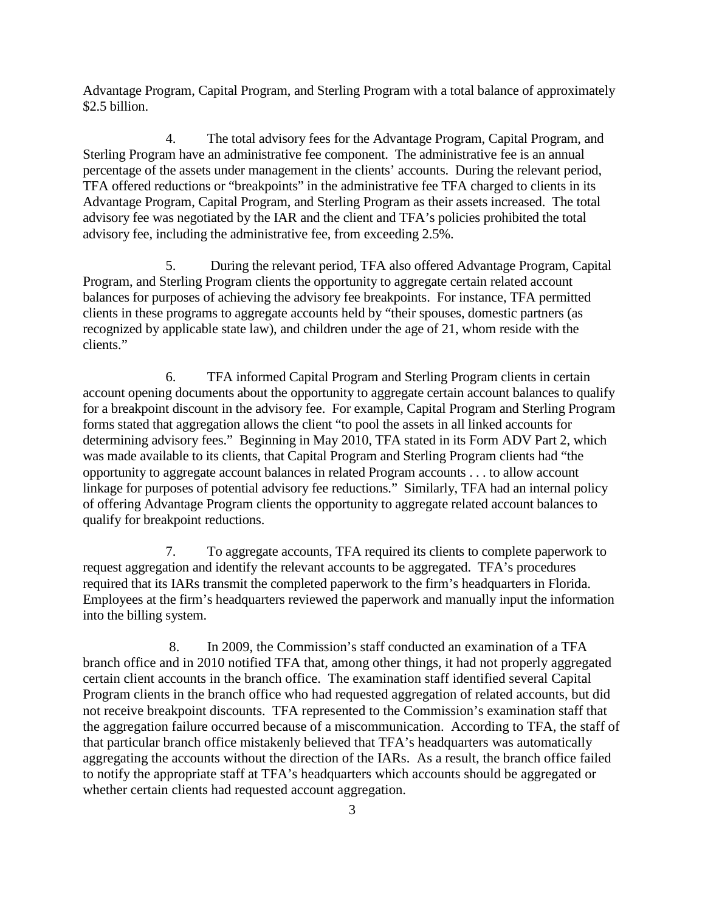Advantage Program, Capital Program, and Sterling Program with a total balance of approximately $2.5 billion.

4. The total advisory fees for the Advantage Program, Capital Program, and Sterling Program have an administrative fee component. The administrative fee is an annual percentage of the assets under management in the clients' accounts. During the relevant period, TFA offered reductions or "breakpoints" in the administrative fee TFA charged to clients in its Advantage Program, Capital Program, and Sterling Program as their assets increased. The total advisory fee was negotiated by the IAR and the client and TFA's policies prohibited the total advisory fee, including the administrative fee, from exceeding 2.5%.

5. During the relevant period, TFA also offered Advantage Program, Capital Program, and Sterling Program clients the opportunity to aggregate certain related account balances for purposes of achieving the advisory fee breakpoints. For instance, TFA permitted clients in these programs to aggregate accounts held by "their spouses, domestic partners (as recognized by applicable state law), and children under the age of 21, whom reside with the clients."

6. TFA informed Capital Program and Sterling Program clients in certain account opening documents about the opportunity to aggregate certain account balances to qualify for a breakpoint discount in the advisory fee. For example, Capital Program and Sterling Program forms stated that aggregation allows the client "to pool the assets in all linked accounts for determining advisory fees." Beginning in May 2010, TFA stated in its Form ADV Part 2, which was made available to its clients, that Capital Program and Sterling Program clients had "the opportunity to aggregate account balances in related Program accounts . . . to allow account linkage for purposes of potential advisory fee reductions." Similarly, TFA had an internal policy of offering Advantage Program clients the opportunity to aggregate related account balances to qualify for breakpoint reductions.

7. To aggregate accounts, TFA required its clients to complete paperwork to request aggregation and identify the relevant accounts to be aggregated. TFA's procedures required that its IARs transmit the completed paperwork to the firm's headquarters in Florida. Employees at the firm's headquarters reviewed the paperwork and manually input the information into the billing system.

8. In 2009, the Commission's staff conducted an examination of a TFA branch office and in 2010 notified TFA that, among other things, it had not properly aggregated certain client accounts in the branch office. The examination staff identified several Capital Program clients in the branch office who had requested aggregation of related accounts, but did not receive breakpoint discounts. TFA represented to the Commission's examination staff that the aggregation failure occurred because of a miscommunication. According to TFA, the staff of that particular branch office mistakenly believed that TFA's headquarters was automatically aggregating the accounts without the direction of the IARs. As a result, the branch office failed to notify the appropriate staff at TFA's headquarters which accounts should be aggregated or whether certain clients had requested account aggregation.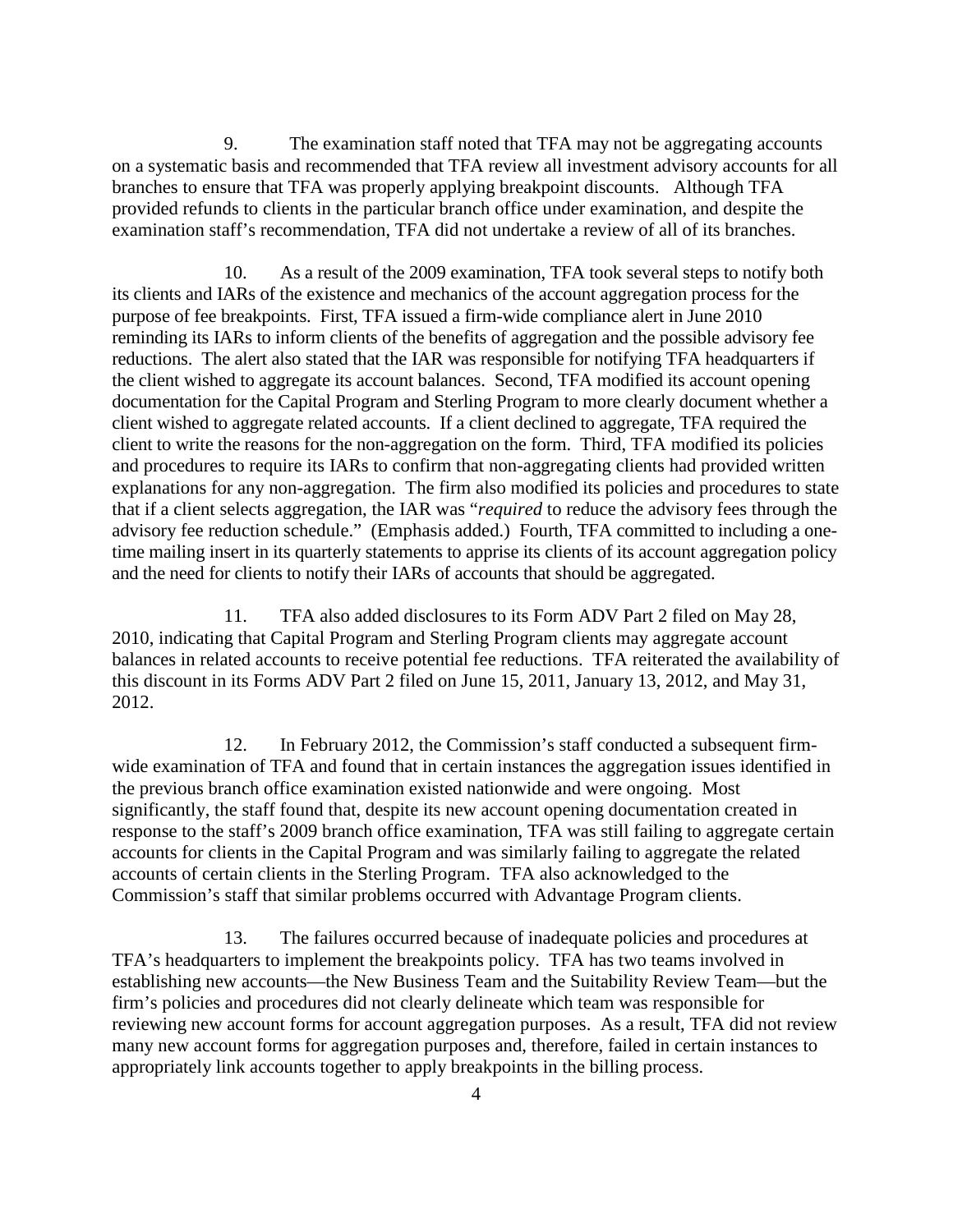9. The examination staff noted that TFA may not be aggregating accounts on a systematic basis and recommended that TFA review all investment advisory accounts for all branches to ensure that TFA was properly applying breakpoint discounts. Although TFA provided refunds to clients in the particular branch office under examination, and despite the examination staff's recommendation, TFA did not undertake a review of all of its branches.

10. As a result of the 2009 examination, TFA took several steps to notify both its clients and IARs of the existence and mechanics of the account aggregation process for the purpose of fee breakpoints. First, TFA issued a firm-wide compliance alert in June 2010 reminding its IARs to inform clients of the benefits of aggregation and the possible advisory fee reductions. The alert also stated that the IAR was responsible for notifying TFA headquarters if the client wished to aggregate its account balances. Second, TFA modified its account opening documentation for the Capital Program and Sterling Program to more clearly document whether a client wished to aggregate related accounts. If a client declined to aggregate, TFA required the client to write the reasons for the non-aggregation on the form. Third, TFA modified its policies and procedures to require its IARs to confirm that non-aggregating clients had provided written explanations for any non-aggregation. The firm also modified its policies and procedures to state that if a client selects aggregation, the IAR was "*required* to reduce the advisory fees through the advisory fee reduction schedule." (Emphasis added.) Fourth, TFA committed to including a one-time mailing insert in its quarterly statements to apprise its clients of its account aggregation policy and the need for clients to notify their IARs of accounts that should be aggregated.

11. TFA also added disclosures to its Form ADV Part 2 filed on May 28, 2010, indicating that Capital Program and Sterling Program clients may aggregate account balances in related accounts to receive potential fee reductions. TFA reiterated the availability of this discount in its Forms ADV Part 2 filed on June 15, 2011, January 13, 2012, and May 31, 2012.

12. In February 2012, the Commission's staff conducted a subsequent firm-wide examination of TFA and found that in certain instances the aggregation issues identified in the previous branch office examination existed nationwide and were ongoing. Most significantly, the staff found that, despite its new account opening documentation created in response to the staff's 2009 branch office examination, TFA was still failing to aggregate certain accounts for clients in the Capital Program and was similarly failing to aggregate the related accounts of certain clients in the Sterling Program. TFA also acknowledged to the Commission's staff that similar problems occurred with Advantage Program clients.

13. The failures occurred because of inadequate policies and procedures at TFA's headquarters to implement the breakpoints policy. TFA has two teams involved in establishing new accounts—the New Business Team and the Suitability Review Team—but the firm's policies and procedures did not clearly delineate which team was responsible for reviewing new account forms for account aggregation purposes. As a result, TFA did not review many new account forms for aggregation purposes and, therefore, failed in certain instances to appropriately link accounts together to apply breakpoints in the billing process.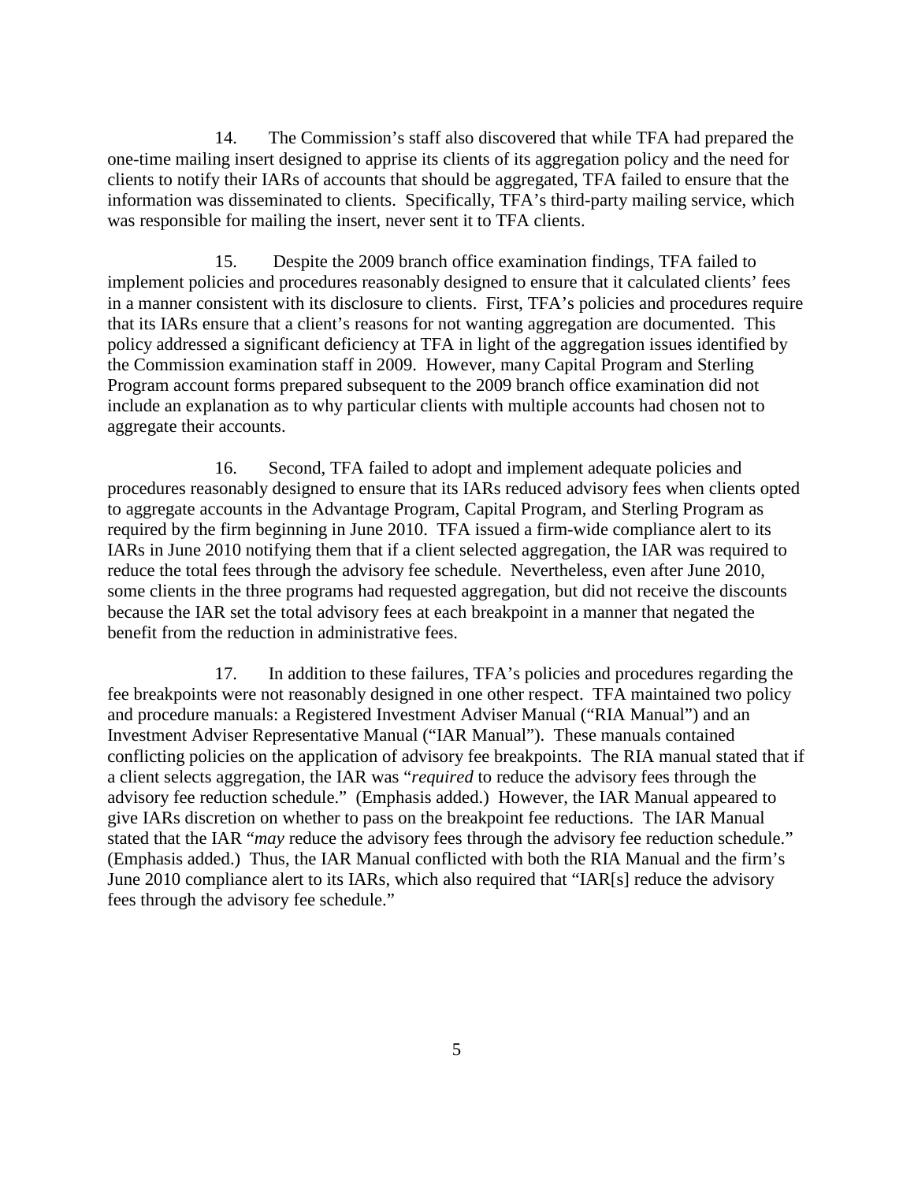14. The Commission's staff also discovered that while TFA had prepared the one-time mailing insert designed to apprise its clients of its aggregation policy and the need for clients to notify their IARs of accounts that should be aggregated, TFA failed to ensure that the information was disseminated to clients. Specifically, TFA's third-party mailing service, which was responsible for mailing the insert, never sent it to TFA clients.

15. Despite the 2009 branch office examination findings, TFA failed to implement policies and procedures reasonably designed to ensure that it calculated clients' fees in a manner consistent with its disclosure to clients. First, TFA's policies and procedures require that its IARs ensure that a client's reasons for not wanting aggregation are documented. This policy addressed a significant deficiency at TFA in light of the aggregation issues identified by the Commission examination staff in 2009. However, many Capital Program and Sterling Program account forms prepared subsequent to the 2009 branch office examination did not include an explanation as to why particular clients with multiple accounts had chosen not to aggregate their accounts.

16. Second, TFA failed to adopt and implement adequate policies and procedures reasonably designed to ensure that its IARs reduced advisory fees when clients opted to aggregate accounts in the Advantage Program, Capital Program, and Sterling Program as required by the firm beginning in June 2010. TFA issued a firm-wide compliance alert to its IARs in June 2010 notifying them that if a client selected aggregation, the IAR was required to reduce the total fees through the advisory fee schedule. Nevertheless, even after June 2010, some clients in the three programs had requested aggregation, but did not receive the discounts because the IAR set the total advisory fees at each breakpoint in a manner that negated the benefit from the reduction in administrative fees.

17. In addition to these failures, TFA's policies and procedures regarding the fee breakpoints were not reasonably designed in one other respect. TFA maintained two policy and procedure manuals: a Registered Investment Adviser Manual ("RIA Manual") and an Investment Adviser Representative Manual ("IAR Manual"). These manuals contained conflicting policies on the application of advisory fee breakpoints. The RIA manual stated that if a client selects aggregation, the IAR was "*required* to reduce the advisory fees through the advisory fee reduction schedule." (Emphasis added.) However, the IAR Manual appeared to give IARs discretion on whether to pass on the breakpoint fee reductions. The IAR Manual stated that the IAR "*may* reduce the advisory fees through the advisory fee reduction schedule." (Emphasis added.) Thus, the IAR Manual conflicted with both the RIA Manual and the firm's June 2010 compliance alert to its IARs, which also required that "IAR[s] reduce the advisory fees through the advisory fee schedule."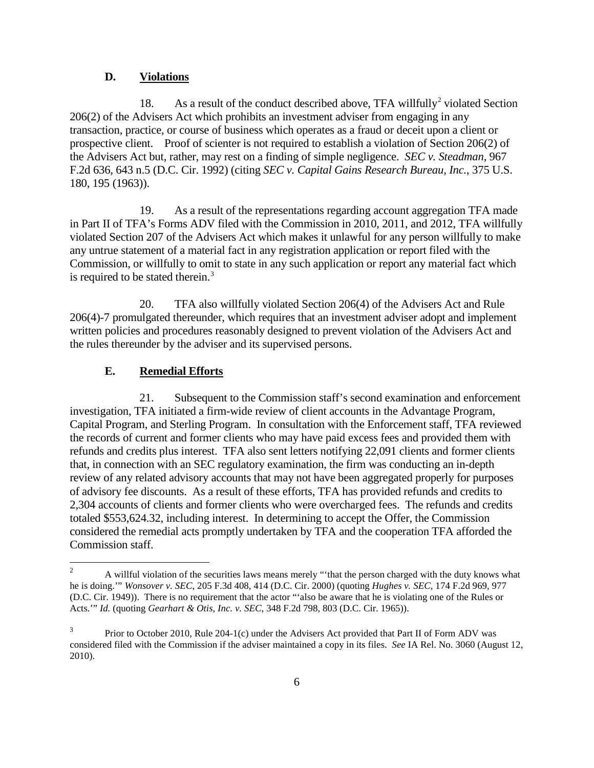### D. Violations

18. As a result of the conduct described above, TFA willfully[2] violated Section 206(2) of the Advisers Act which prohibits an investment adviser from engaging in any transaction, practice, or course of business which operates as a fraud or deceit upon a client or prospective client. Proof of scienter is not required to establish a violation of Section 206(2) of the Advisers Act but, rather, may rest on a finding of simple negligence. *SEC v. Steadman*, 967 F.2d 636, 643 n.5 (D.C. Cir. 1992) (citing *SEC v. Capital Gains Research Bureau, Inc.*, 375 U.S. 180, 195 (1963)).

19. As a result of the representations regarding account aggregation TFA made in Part II of TFA's Forms ADV filed with the Commission in 2010, 2011, and 2012, TFA willfully violated Section 207 of the Advisers Act which makes it unlawful for any person willfully to make any untrue statement of a material fact in any registration application or report filed with the Commission, or willfully to omit to state in any such application or report any material fact which is required to be stated therein.[3]

20. TFA also willfully violated Section 206(4) of the Advisers Act and Rule 206(4)-7 promulgated thereunder, which requires that an investment adviser adopt and implement written policies and procedures reasonably designed to prevent violation of the Advisers Act and the rules thereunder by the adviser and its supervised persons.

### E. Remedial Efforts

21. Subsequent to the Commission staff's second examination and enforcement investigation, TFA initiated a firm-wide review of client accounts in the Advantage Program, Capital Program, and Sterling Program. In consultation with the Enforcement staff, TFA reviewed the records of current and former clients who may have paid excess fees and provided them with refunds and credits plus interest. TFA also sent letters notifying 22,091 clients and former clients that, in connection with an SEC regulatory examination, the firm was conducting an in-depth review of any related advisory accounts that may not have been aggregated properly for purposes of advisory fee discounts. As a result of these efforts, TFA has provided refunds and credits to 2,304 accounts of clients and former clients who were overcharged fees. The refunds and credits totaled $553,624.32, including interest. In determining to accept the Offer, the Commission considered the remedial acts promptly undertaken by TFA and the cooperation TFA afforded the Commission staff.

---

[2] A willful violation of the securities laws means merely "'that the person charged with the duty knows what he is doing.'" *Wonsover v. SEC*, 205 F.3d 408, 414 (D.C. Cir. 2000) (quoting *Hughes v. SEC*, 174 F.2d 969, 977 (D.C. Cir. 1949)). There is no requirement that the actor "'also be aware that he is violating one of the Rules or Acts.'" *Id.* (quoting *Gearhart & Otis, Inc. v. SEC*, 348 F.2d 798, 803 (D.C. Cir. 1965)).

[3] Prior to October 2010, Rule 204-1(c) under the Advisers Act provided that Part II of Form ADV was considered filed with the Commission if the adviser maintained a copy in its files. *See* IA Rel. No. 3060 (August 12, 2010).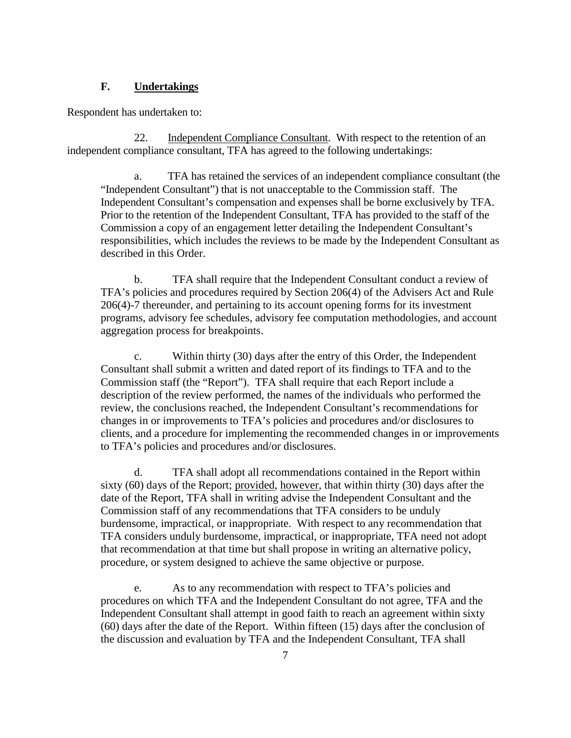### F. Undertakings

Respondent has undertaken to:

22. Independent Compliance Consultant. With respect to the retention of an independent compliance consultant, TFA has agreed to the following undertakings:

a. TFA has retained the services of an independent compliance consultant (the "Independent Consultant") that is not unacceptable to the Commission staff. The Independent Consultant's compensation and expenses shall be borne exclusively by TFA. Prior to the retention of the Independent Consultant, TFA has provided to the staff of the Commission a copy of an engagement letter detailing the Independent Consultant's responsibilities, which includes the reviews to be made by the Independent Consultant as described in this Order.

b. TFA shall require that the Independent Consultant conduct a review of TFA's policies and procedures required by Section 206(4) of the Advisers Act and Rule 206(4)-7 thereunder, and pertaining to its account opening forms for its investment programs, advisory fee schedules, advisory fee computation methodologies, and account aggregation process for breakpoints.

c. Within thirty (30) days after the entry of this Order, the Independent Consultant shall submit a written and dated report of its findings to TFA and to the Commission staff (the "Report"). TFA shall require that each Report include a description of the review performed, the names of the individuals who performed the review, the conclusions reached, the Independent Consultant's recommendations for changes in or improvements to TFA's policies and procedures and/or disclosures to clients, and a procedure for implementing the recommended changes in or improvements to TFA's policies and procedures and/or disclosures.

d. TFA shall adopt all recommendations contained in the Report within sixty (60) days of the Report; provided, however, that within thirty (30) days after the date of the Report, TFA shall in writing advise the Independent Consultant and the Commission staff of any recommendations that TFA considers to be unduly burdensome, impractical, or inappropriate. With respect to any recommendation that TFA considers unduly burdensome, impractical, or inappropriate, TFA need not adopt that recommendation at that time but shall propose in writing an alternative policy, procedure, or system designed to achieve the same objective or purpose.

e. As to any recommendation with respect to TFA's policies and procedures on which TFA and the Independent Consultant do not agree, TFA and the Independent Consultant shall attempt in good faith to reach an agreement within sixty (60) days after the date of the Report. Within fifteen (15) days after the conclusion of the discussion and evaluation by TFA and the Independent Consultant, TFA shall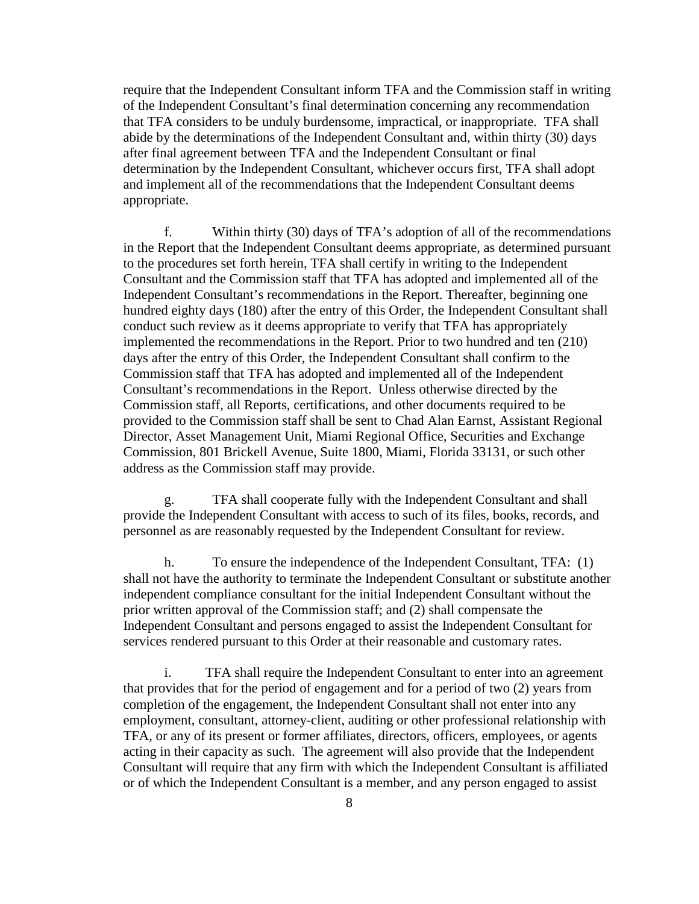require that the Independent Consultant inform TFA and the Commission staff in writing of the Independent Consultant's final determination concerning any recommendation that TFA considers to be unduly burdensome, impractical, or inappropriate. TFA shall abide by the determinations of the Independent Consultant and, within thirty (30) days after final agreement between TFA and the Independent Consultant or final determination by the Independent Consultant, whichever occurs first, TFA shall adopt and implement all of the recommendations that the Independent Consultant deems appropriate.

f. Within thirty (30) days of TFA's adoption of all of the recommendations in the Report that the Independent Consultant deems appropriate, as determined pursuant to the procedures set forth herein, TFA shall certify in writing to the Independent Consultant and the Commission staff that TFA has adopted and implemented all of the Independent Consultant's recommendations in the Report. Thereafter, beginning one hundred eighty days (180) after the entry of this Order, the Independent Consultant shall conduct such review as it deems appropriate to verify that TFA has appropriately implemented the recommendations in the Report. Prior to two hundred and ten (210) days after the entry of this Order, the Independent Consultant shall confirm to the Commission staff that TFA has adopted and implemented all of the Independent Consultant's recommendations in the Report. Unless otherwise directed by the Commission staff, all Reports, certifications, and other documents required to be provided to the Commission staff shall be sent to Chad Alan Earnst, Assistant Regional Director, Asset Management Unit, Miami Regional Office, Securities and Exchange Commission, 801 Brickell Avenue, Suite 1800, Miami, Florida 33131, or such other address as the Commission staff may provide.

g. TFA shall cooperate fully with the Independent Consultant and shall provide the Independent Consultant with access to such of its files, books, records, and personnel as are reasonably requested by the Independent Consultant for review.

h. To ensure the independence of the Independent Consultant, TFA: (1) shall not have the authority to terminate the Independent Consultant or substitute another independent compliance consultant for the initial Independent Consultant without the prior written approval of the Commission staff; and (2) shall compensate the Independent Consultant and persons engaged to assist the Independent Consultant for services rendered pursuant to this Order at their reasonable and customary rates.

i. TFA shall require the Independent Consultant to enter into an agreement that provides that for the period of engagement and for a period of two (2) years from completion of the engagement, the Independent Consultant shall not enter into any employment, consultant, attorney-client, auditing or other professional relationship with TFA, or any of its present or former affiliates, directors, officers, employees, or agents acting in their capacity as such. The agreement will also provide that the Independent Consultant will require that any firm with which the Independent Consultant is affiliated or of which the Independent Consultant is a member, and any person engaged to assist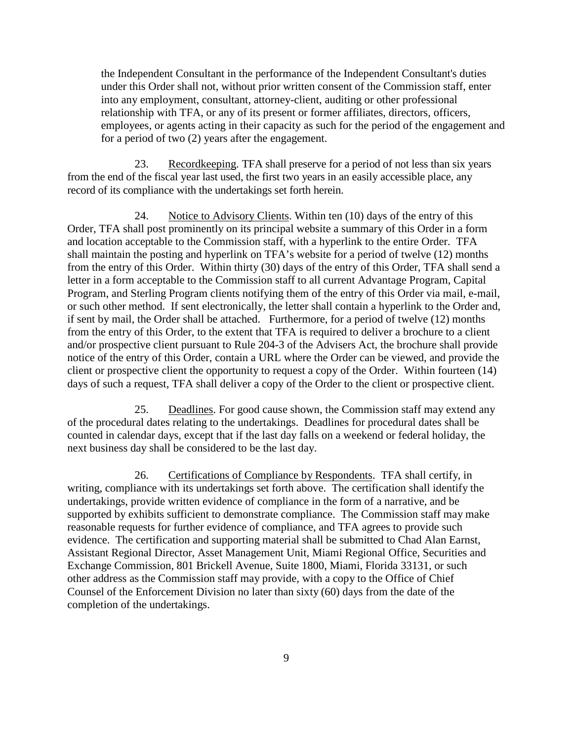the Independent Consultant in the performance of the Independent Consultant's duties under this Order shall not, without prior written consent of the Commission staff, enter into any employment, consultant, attorney-client, auditing or other professional relationship with TFA, or any of its present or former affiliates, directors, officers, employees, or agents acting in their capacity as such for the period of the engagement and for a period of two (2) years after the engagement.

23. Recordkeeping. TFA shall preserve for a period of not less than six years from the end of the fiscal year last used, the first two years in an easily accessible place, any record of its compliance with the undertakings set forth herein.

24. Notice to Advisory Clients. Within ten (10) days of the entry of this Order, TFA shall post prominently on its principal website a summary of this Order in a form and location acceptable to the Commission staff, with a hyperlink to the entire Order. TFA shall maintain the posting and hyperlink on TFA's website for a period of twelve (12) months from the entry of this Order. Within thirty (30) days of the entry of this Order, TFA shall send a letter in a form acceptable to the Commission staff to all current Advantage Program, Capital Program, and Sterling Program clients notifying them of the entry of this Order via mail, e-mail, or such other method. If sent electronically, the letter shall contain a hyperlink to the Order and, if sent by mail, the Order shall be attached. Furthermore, for a period of twelve (12) months from the entry of this Order, to the extent that TFA is required to deliver a brochure to a client and/or prospective client pursuant to Rule 204-3 of the Advisers Act, the brochure shall provide notice of the entry of this Order, contain a URL where the Order can be viewed, and provide the client or prospective client the opportunity to request a copy of the Order. Within fourteen (14) days of such a request, TFA shall deliver a copy of the Order to the client or prospective client.

25. Deadlines. For good cause shown, the Commission staff may extend any of the procedural dates relating to the undertakings. Deadlines for procedural dates shall be counted in calendar days, except that if the last day falls on a weekend or federal holiday, the next business day shall be considered to be the last day.

26. Certifications of Compliance by Respondents. TFA shall certify, in writing, compliance with its undertakings set forth above. The certification shall identify the undertakings, provide written evidence of compliance in the form of a narrative, and be supported by exhibits sufficient to demonstrate compliance. The Commission staff may make reasonable requests for further evidence of compliance, and TFA agrees to provide such evidence. The certification and supporting material shall be submitted to Chad Alan Earnst, Assistant Regional Director, Asset Management Unit, Miami Regional Office, Securities and Exchange Commission, 801 Brickell Avenue, Suite 1800, Miami, Florida 33131, or such other address as the Commission staff may provide, with a copy to the Office of Chief Counsel of the Enforcement Division no later than sixty (60) days from the date of the completion of the undertakings.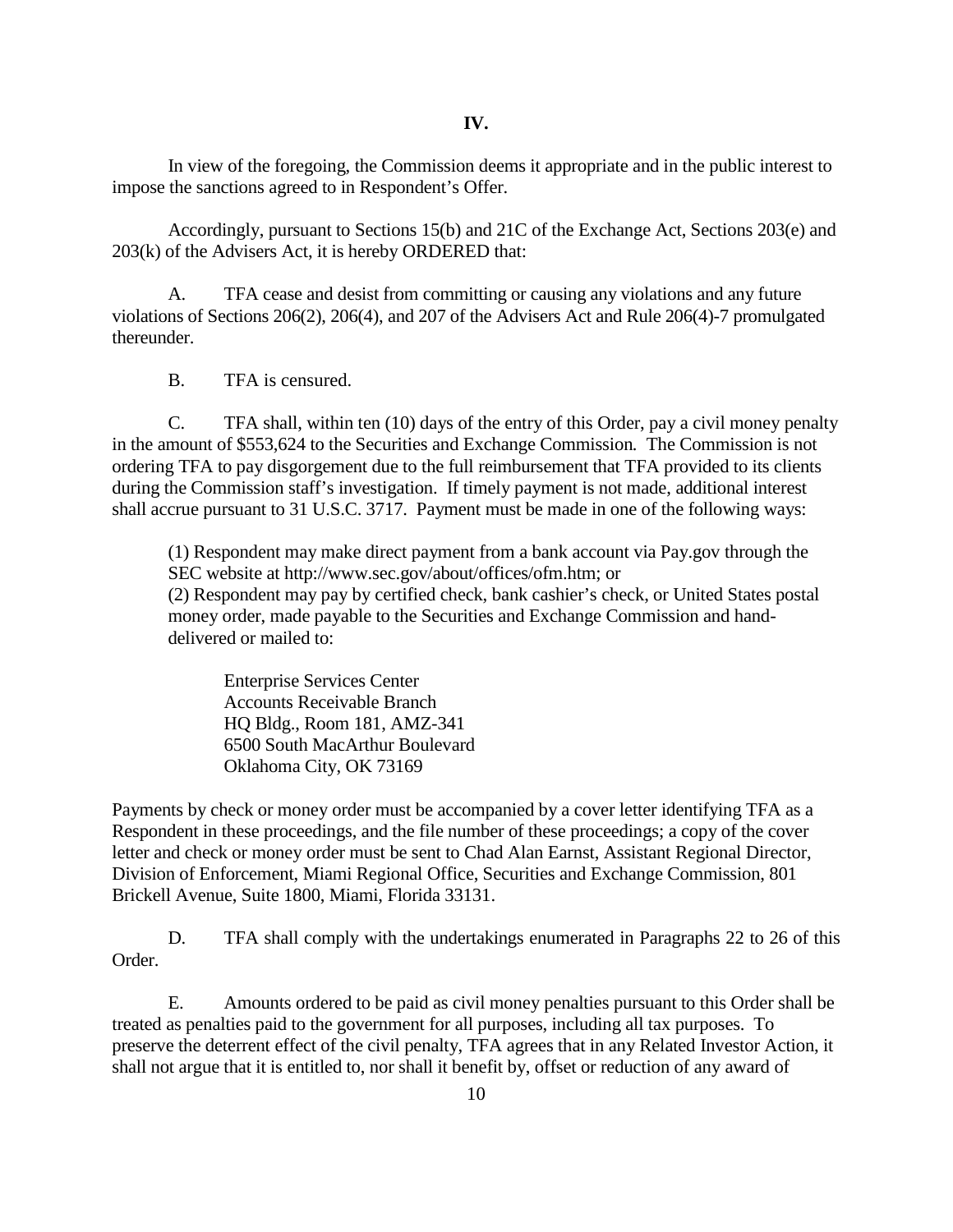**IV.**

In view of the foregoing, the Commission deems it appropriate and in the public interest to impose the sanctions agreed to in Respondent's Offer.

Accordingly, pursuant to Sections 15(b) and 21C of the Exchange Act, Sections 203(e) and 203(k) of the Advisers Act, it is hereby ORDERED that:

A. TFA cease and desist from committing or causing any violations and any future violations of Sections 206(2), 206(4), and 207 of the Advisers Act and Rule 206(4)-7 promulgated thereunder.

B. TFA is censured.

C. TFA shall, within ten (10) days of the entry of this Order, pay a civil money penalty in the amount of $553,624 to the Securities and Exchange Commission. The Commission is not ordering TFA to pay disgorgement due to the full reimbursement that TFA provided to its clients during the Commission staff's investigation. If timely payment is not made, additional interest shall accrue pursuant to 31 U.S.C. 3717. Payment must be made in one of the following ways:

> (1) Respondent may make direct payment from a bank account via Pay.gov through the SEC website at http://www.sec.gov/about/offices/ofm.htm; or
> (2) Respondent may pay by certified check, bank cashier's check, or United States postal money order, made payable to the Securities and Exchange Commission and hand-delivered or mailed to:
>
> Enterprise Services Center
> Accounts Receivable Branch
> HQ Bldg., Room 181, AMZ-341
> 6500 South MacArthur Boulevard
> Oklahoma City, OK 73169

Payments by check or money order must be accompanied by a cover letter identifying TFA as a Respondent in these proceedings, and the file number of these proceedings; a copy of the cover letter and check or money order must be sent to Chad Alan Earnst, Assistant Regional Director, Division of Enforcement, Miami Regional Office, Securities and Exchange Commission, 801 Brickell Avenue, Suite 1800, Miami, Florida 33131.

D. TFA shall comply with the undertakings enumerated in Paragraphs 22 to 26 of this Order.

E. Amounts ordered to be paid as civil money penalties pursuant to this Order shall be treated as penalties paid to the government for all purposes, including all tax purposes. To preserve the deterrent effect of the civil penalty, TFA agrees that in any Related Investor Action, it shall not argue that it is entitled to, nor shall it benefit by, offset or reduction of any award of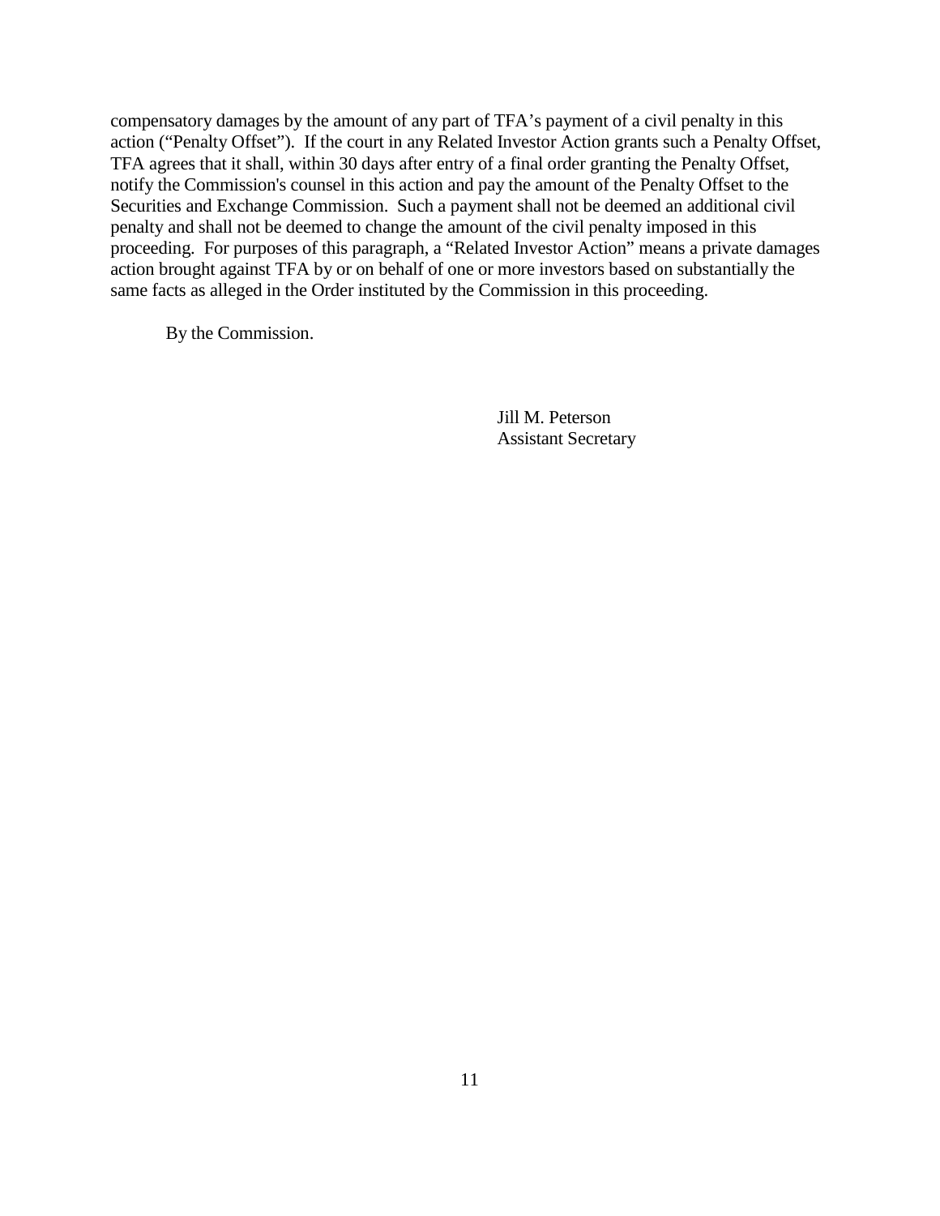compensatory damages by the amount of any part of TFA's payment of a civil penalty in this action ("Penalty Offset"). If the court in any Related Investor Action grants such a Penalty Offset, TFA agrees that it shall, within 30 days after entry of a final order granting the Penalty Offset, notify the Commission's counsel in this action and pay the amount of the Penalty Offset to the Securities and Exchange Commission. Such a payment shall not be deemed an additional civil penalty and shall not be deemed to change the amount of the civil penalty imposed in this proceeding. For purposes of this paragraph, a "Related Investor Action" means a private damages action brought against TFA by or on behalf of one or more investors based on substantially the same facts as alleged in the Order instituted by the Commission in this proceeding.

By the Commission.

Jill M. Peterson
Assistant Secretary